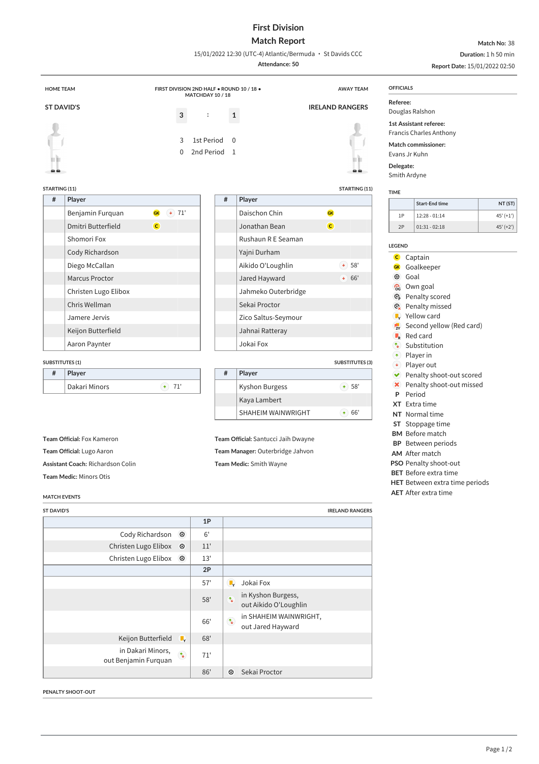# First Division
## Match Report

15/01/2022 12:30 (UTC-4) Atlantic/Bermuda • St Davids CCC
Attendance: 50

**Match No:** 38
**Duration:** 1 h 50 min
**Report Date:** 15/01/2022 02:50

HOME TEAM | FIRST DIVISION 2ND HALF • ROUND 10 / 18 • MATCHDAY 10 / 18 | AWAY TEAM

**ST DAVID'S** 3 : 1 **IRELAND RANGERS**

| | | |
|---|---|---|
| 3 | 1st Period | 0 |
| 0 | 2nd Period | 1 |

### ST DAVID'S — STARTING (11)

| # | Player | | |
|---|---|---|---|
| | Benjamin Furquan | GK | out 71' |
| | Dmitri Butterfield | C | |
| | Shomori Fox | | |
| | Cody Richardson | | |
| | Diego McCallan | | |
| | Marcus Proctor | | |
| | Christen Lugo Elibox | | |
| | Chris Wellman | | |
| | Jamere Jervis | | |
| | Keijon Butterfield | | |
| | Aaron Paynter | | |

### IRELAND RANGERS — STARTING (11)

| # | Player | | |
|---|---|---|---|
| | Daischon Chin | GK | |
| | Jonathan Bean | C | |
| | Rushaun R E Seaman | | |
| | Yajni Durham | | |
| | Aikido O'Loughlin | | out 58' |
| | Jared Hayward | | out 66' |
| | Jahmeko Outerbridge | | |
| | Sekai Proctor | | |
| | Zico Saltus-Seymour | | |
| | Jahnai Ratteray | | |
| | Jokai Fox | | |

### ST DAVID'S — SUBSTITUTES (1)

| # | Player | |
|---|---|---|
| | Dakari Minors | in 71' |

### IRELAND RANGERS — SUBSTITUTES (3)

| # | Player | |
|---|---|---|
| | Kyshon Burgess | in 58' |
| | Kaya Lambert | |
| | SHAHEIM WAINWRIGHT | in 66' |

**Team Official:** Fox Kameron
**Team Official:** Lugo Aaron
**Assistant Coach:** Richardson Colin
**Team Medic:** Minors Otis

**Team Official:** Santucci Jaih Dwayne
**Team Manager:** Outerbridge Jahvon
**Team Medic:** Smith Wayne

### OFFICIALS

**Referee:** Douglas Ralshon
**1st Assistant referee:** Francis Charles Anthony
**Match commissioner:** Evans Jr Kuhn
**Delegate:** Smith Ardyne

### TIME

| | Start-End time | NT (ST) |
|---|---|---|
| 1P | 12:28 - 01:14 | 45' (+1') |
| 2P | 01:31 - 02:18 | 45' (+2') |

### LEGEND

- C Captain
- GK Goalkeeper
- Goal
- Own goal
- Penalty scored
- Penalty missed
- Yellow card
- Second yellow (Red card)
- Red card
- Substitution
- Player in
- Player out
- Penalty shoot-out scored
- Penalty shoot-out missed
- **P** Period
- **XT** Extra time
- **NT** Normal time
- **ST** Stoppage time
- **BM** Before match
- **BP** Between periods
- **AM** After match
- **PSO** Penalty shoot-out
- **BET** Before extra time
- **HET** Between extra time periods
- **AET** After extra time

### MATCH EVENTS

| ST DAVID'S | | IRELAND RANGERS |
|---|---|---|
| | **1P** | |
| Cody Richardson (Goal) | 6' | |
| Christen Lugo Elibox (Goal) | 11' | |
| Christen Lugo Elibox (Goal) | 13' | |
| | **2P** | |
| | 57' | (Yellow card) Jokai Fox |
| | 58' | (Substitution) in Kyshon Burgess, out Aikido O'Loughlin |
| | 66' | (Substitution) in SHAHEIM WAINWRIGHT, out Jared Hayward |
| Keijon Butterfield (Yellow card) | 68' | |
| in Dakari Minors, out Benjamin Furquan (Substitution) | 71' | |
| | 86' | (Goal) Sekai Proctor |

### PENALTY SHOOT-OUT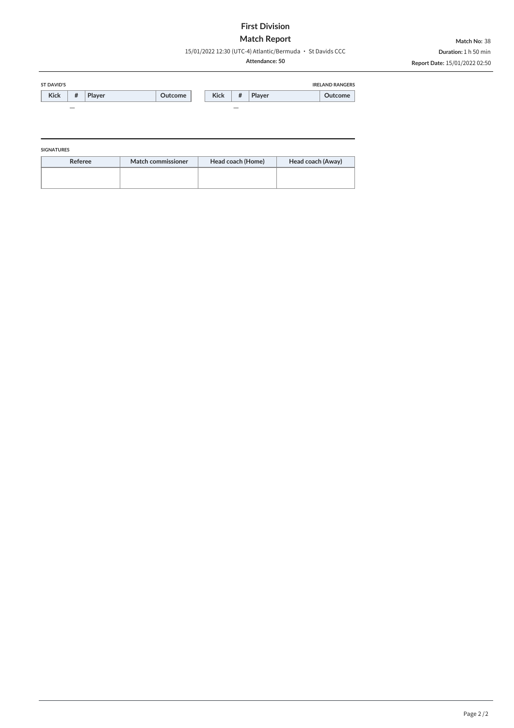# First Division

## Match Report

15/01/2022 12:30 (UTC-4) Atlantic/Bermuda • St Davids CCC

**Attendance: 50**

**Match No:** 38
**Duration:** 1 h 50 min
**Report Date:** 15/01/2022 02:50

**ST DAVID'S**

| Kick | # | Player | Outcome |
| --- | --- | --- | --- |
| | — | | |

**IRELAND RANGERS**

| Kick | # | Player | Outcome |
| --- | --- | --- | --- |
| | — | | |

**SIGNATURES**

| Referee | Match commissioner | Head coach (Home) | Head coach (Away) |
| --- | --- | --- | --- |
| | | | |